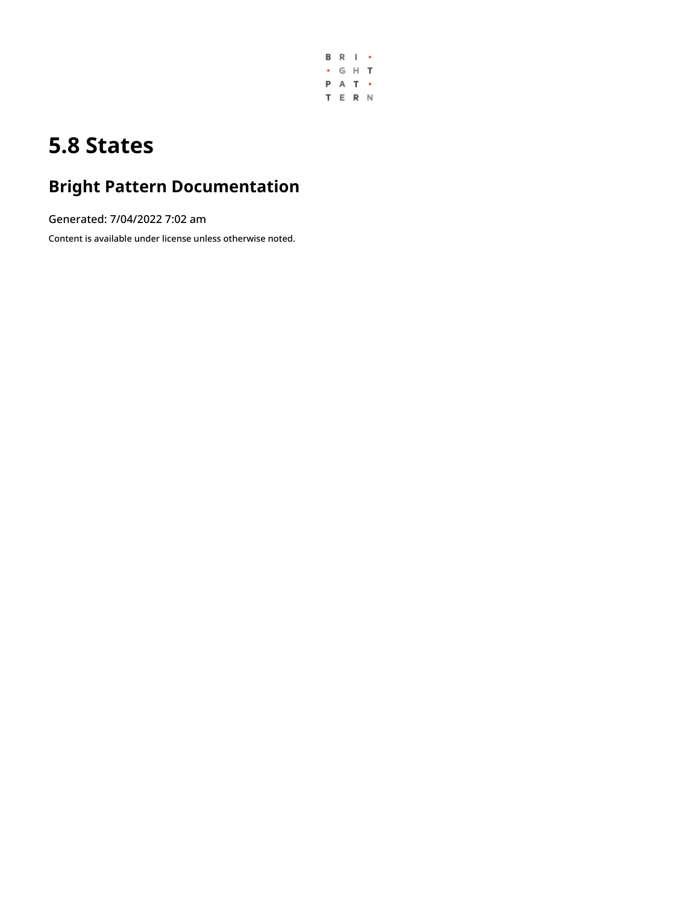# 5.8 States

## Bright Pattern Documentation

Generated: 7/04/2022 7:02 am

Content is available under license unless otherwise noted.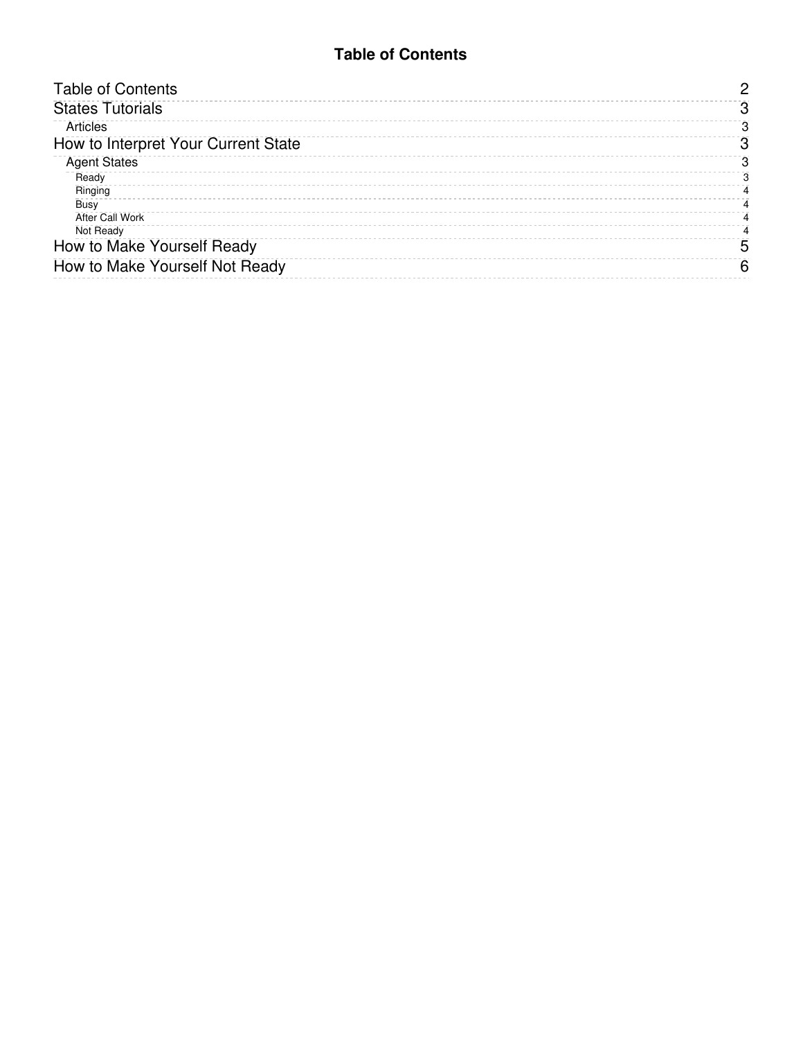# Table of Contents

- Table of Contents 2
- States Tutorials 3
  - Articles 3
- How to Interpret Your Current State 3
  - Agent States 3
    - Ready 3
    - Ringing 4
    - Busy 4
    - After Call Work 4
    - Not Ready 4
- How to Make Yourself Ready 5
- How to Make Yourself Not Ready 6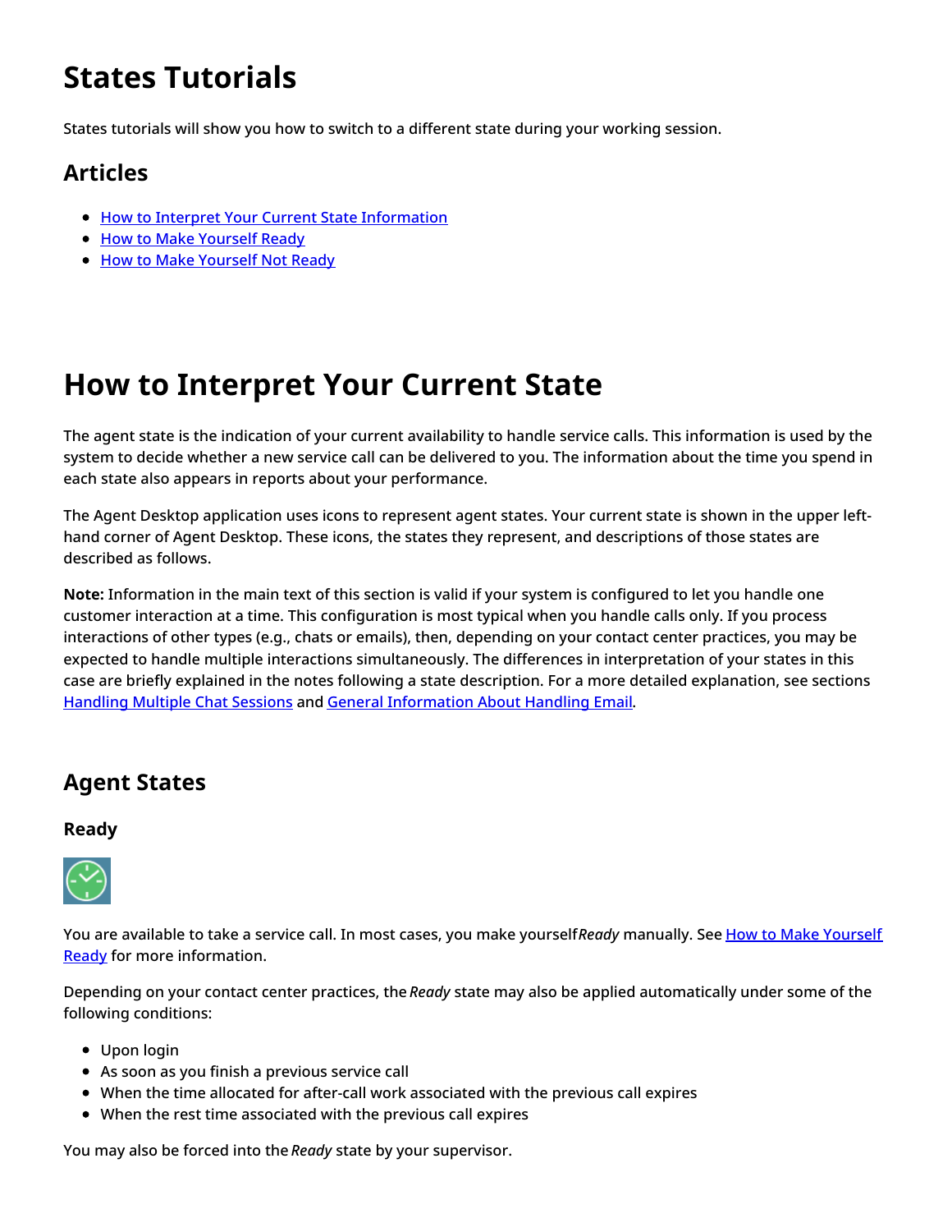# States Tutorials

States tutorials will show you how to switch to a different state during your working session.

## Articles

- How to Interpret Your Current State Information
- How to Make Yourself Ready
- How to Make Yourself Not Ready

# How to Interpret Your Current State

The agent state is the indication of your current availability to handle service calls. This information is used by the system to decide whether a new service call can be delivered to you. The information about the time you spend in each state also appears in reports about your performance.

The Agent Desktop application uses icons to represent agent states. Your current state is shown in the upper left-hand corner of Agent Desktop. These icons, the states they represent, and descriptions of those states are described as follows.

**Note:** Information in the main text of this section is valid if your system is configured to let you handle one customer interaction at a time. This configuration is most typical when you handle calls only. If you process interactions of other types (e.g., chats or emails), then, depending on your contact center practices, you may be expected to handle multiple interactions simultaneously. The differences in interpretation of your states in this case are briefly explained in the notes following a state description. For a more detailed explanation, see sections Handling Multiple Chat Sessions and General Information About Handling Email.

## Agent States

### Ready

You are available to take a service call. In most cases, you make yourself *Ready* manually. See How to Make Yourself Ready for more information.

Depending on your contact center practices, the *Ready* state may also be applied automatically under some of the following conditions:

- Upon login
- As soon as you finish a previous service call
- When the time allocated for after-call work associated with the previous call expires
- When the rest time associated with the previous call expires

You may also be forced into the *Ready* state by your supervisor.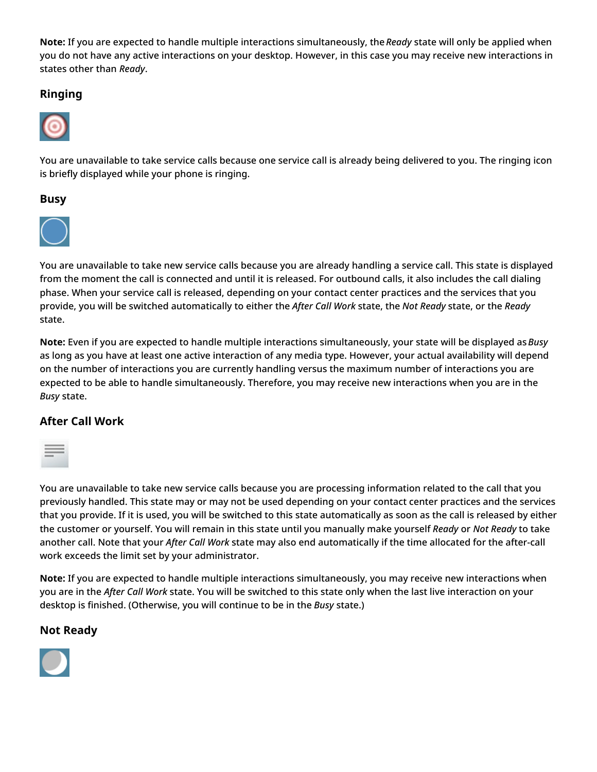**Note:** If you are expected to handle multiple interactions simultaneously, the *Ready* state will only be applied when you do not have any active interactions on your desktop. However, in this case you may receive new interactions in states other than *Ready*.

### Ringing

You are unavailable to take service calls because one service call is already being delivered to you. The ringing icon is briefly displayed while your phone is ringing.

### Busy

You are unavailable to take new service calls because you are already handling a service call. This state is displayed from the moment the call is connected and until it is released. For outbound calls, it also includes the call dialing phase. When your service call is released, depending on your contact center practices and the services that you provide, you will be switched automatically to either the *After Call Work* state, the *Not Ready* state, or the *Ready* state.

**Note:** Even if you are expected to handle multiple interactions simultaneously, your state will be displayed as *Busy* as long as you have at least one active interaction of any media type. However, your actual availability will depend on the number of interactions you are currently handling versus the maximum number of interactions you are expected to be able to handle simultaneously. Therefore, you may receive new interactions when you are in the *Busy* state.

### After Call Work

You are unavailable to take new service calls because you are processing information related to the call that you previously handled. This state may or may not be used depending on your contact center practices and the services that you provide. If it is used, you will be switched to this state automatically as soon as the call is released by either the customer or yourself. You will remain in this state until you manually make yourself *Ready* or *Not Ready* to take another call. Note that your *After Call Work* state may also end automatically if the time allocated for the after-call work exceeds the limit set by your administrator.

**Note:** If you are expected to handle multiple interactions simultaneously, you may receive new interactions when you are in the *After Call Work* state. You will be switched to this state only when the last live interaction on your desktop is finished. (Otherwise, you will continue to be in the *Busy* state.)

### Not Ready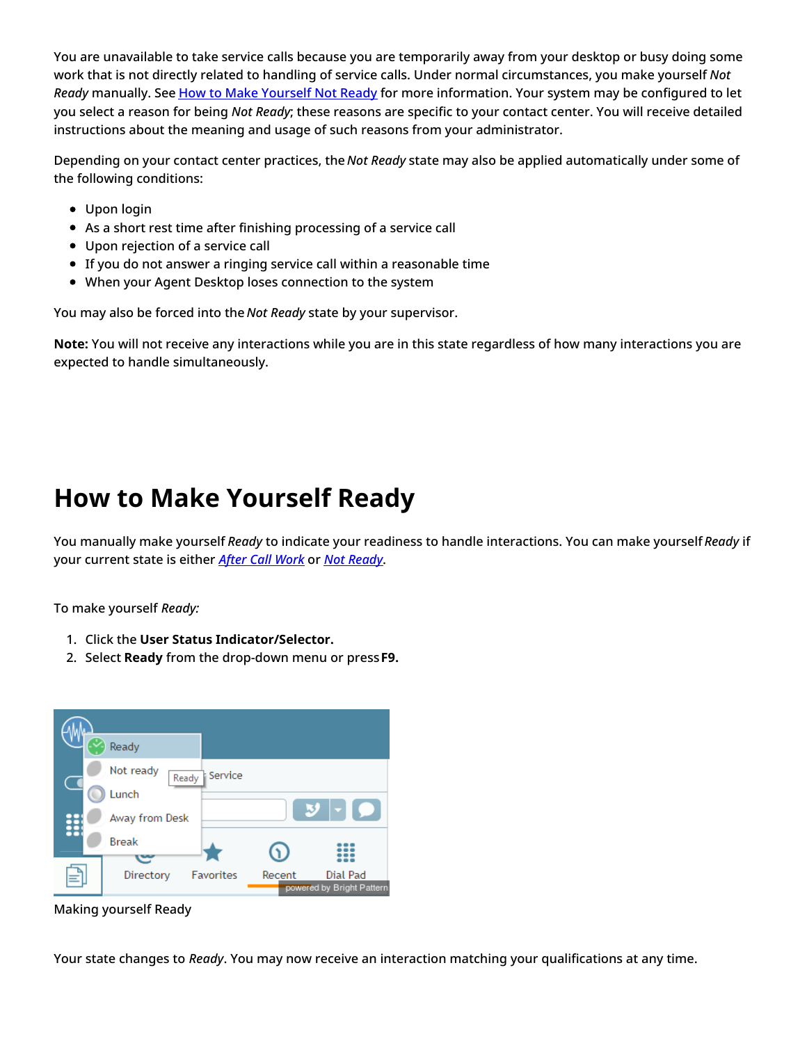You are unavailable to take service calls because you are temporarily away from your desktop or busy doing some work that is not directly related to handling of service calls. Under normal circumstances, you make yourself *Not Ready* manually. See [How to Make Yourself Not Ready](#) for more information. Your system may be configured to let you select a reason for being *Not Ready*; these reasons are specific to your contact center. You will receive detailed instructions about the meaning and usage of such reasons from your administrator.

Depending on your contact center practices, the *Not Ready* state may also be applied automatically under some of the following conditions:

- Upon login
- As a short rest time after finishing processing of a service call
- Upon rejection of a service call
- If you do not answer a ringing service call within a reasonable time
- When your Agent Desktop loses connection to the system

You may also be forced into the *Not Ready* state by your supervisor.

**Note:** You will not receive any interactions while you are in this state regardless of how many interactions you are expected to handle simultaneously.

# How to Make Yourself Ready

You manually make yourself *Ready* to indicate your readiness to handle interactions. You can make yourself *Ready* if your current state is either *[After Call Work](#)* or *[Not Ready](#)*.

To make yourself *Ready:*

1. Click the **User Status Indicator/Selector.**
2. Select **Ready** from the drop-down menu or press **F9.**

Making yourself Ready

Your state changes to *Ready*. You may now receive an interaction matching your qualifications at any time.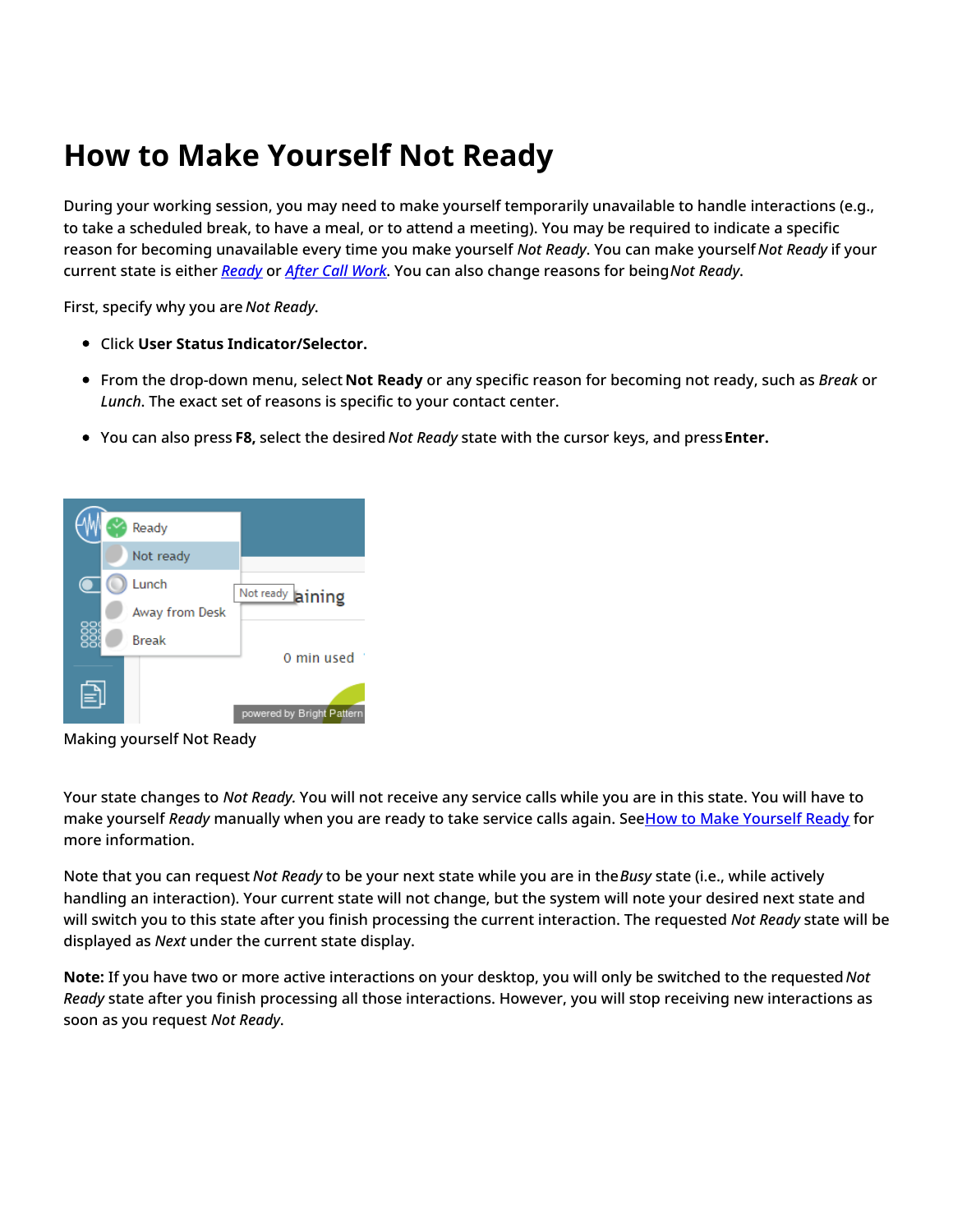# How to Make Yourself Not Ready

During your working session, you may need to make yourself temporarily unavailable to handle interactions (e.g., to take a scheduled break, to have a meal, or to attend a meeting). You may be required to indicate a specific reason for becoming unavailable every time you make yourself *Not Ready*. You can make yourself *Not Ready* if your current state is either *Ready* or *After Call Work*. You can also change reasons for being *Not Ready*.

First, specify why you are *Not Ready*.

- Click **User Status Indicator/Selector.**
- From the drop-down menu, select **Not Ready** or any specific reason for becoming not ready, such as *Break* or *Lunch*. The exact set of reasons is specific to your contact center.
- You can also press **F8,** select the desired *Not Ready* state with the cursor keys, and press **Enter.**

Making yourself Not Ready

Your state changes to *Not Ready.* You will not receive any service calls while you are in this state. You will have to make yourself *Ready* manually when you are ready to take service calls again. See How to Make Yourself Ready for more information.

Note that you can request *Not Ready* to be your next state while you are in the *Busy* state (i.e., while actively handling an interaction). Your current state will not change, but the system will note your desired next state and will switch you to this state after you finish processing the current interaction. The requested *Not Ready* state will be displayed as *Next* under the current state display.

**Note:** If you have two or more active interactions on your desktop, you will only be switched to the requested *Not Ready* state after you finish processing all those interactions. However, you will stop receiving new interactions as soon as you request *Not Ready*.